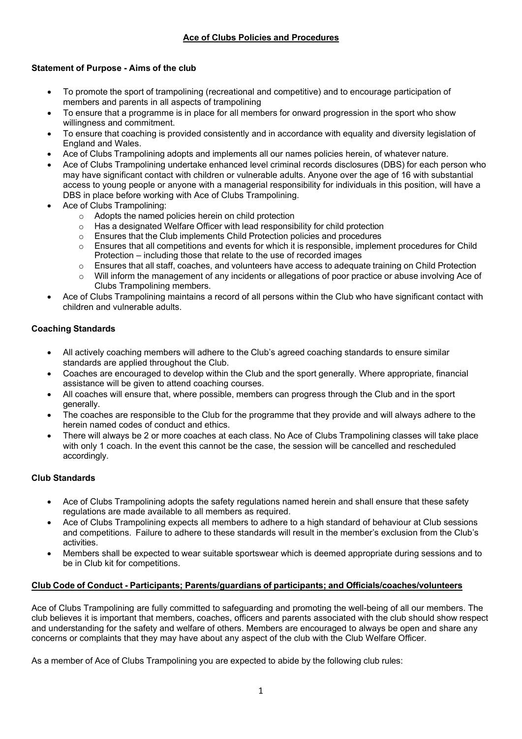# Ace of Clubs Policies and Procedures

**Statement of Purpose - Aims of the club**

- To promote the sport of trampolining (recreational and competitive) and to encourage participation of members and parents in all aspects of trampolining
- To ensure that a programme is in place for all members for onward progression in the sport who show willingness and commitment.
- To ensure that coaching is provided consistently and in accordance with equality and diversity legislation of England and Wales.
- Ace of Clubs Trampolining adopts and implements all our names policies herein, of whatever nature.
- Ace of Clubs Trampolining undertake enhanced level criminal records disclosures (DBS) for each person who may have significant contact with children or vulnerable adults. Anyone over the age of 16 with substantial access to young people or anyone with a managerial responsibility for individuals in this position, will have a DBS in place before working with Ace of Clubs Trampolining.
- Ace of Clubs Trampolining:
  - Adopts the named policies herein on child protection
  - Has a designated Welfare Officer with lead responsibility for child protection
  - Ensures that the Club implements Child Protection policies and procedures
  - Ensures that all competitions and events for which it is responsible, implement procedures for Child Protection – including those that relate to the use of recorded images
  - Ensures that all staff, coaches, and volunteers have access to adequate training on Child Protection
  - Will inform the management of any incidents or allegations of poor practice or abuse involving Ace of Clubs Trampolining members.
- Ace of Clubs Trampolining maintains a record of all persons within the Club who have significant contact with children and vulnerable adults.

**Coaching Standards**

- All actively coaching members will adhere to the Club's agreed coaching standards to ensure similar standards are applied throughout the Club.
- Coaches are encouraged to develop within the Club and the sport generally. Where appropriate, financial assistance will be given to attend coaching courses.
- All coaches will ensure that, where possible, members can progress through the Club and in the sport generally.
- The coaches are responsible to the Club for the programme that they provide and will always adhere to the herein named codes of conduct and ethics.
- There will always be 2 or more coaches at each class. No Ace of Clubs Trampolining classes will take place with only 1 coach. In the event this cannot be the case, the session will be cancelled and rescheduled accordingly.

**Club Standards**

- Ace of Clubs Trampolining adopts the safety regulations named herein and shall ensure that these safety regulations are made available to all members as required.
- Ace of Clubs Trampolining expects all members to adhere to a high standard of behaviour at Club sessions and competitions. Failure to adhere to these standards will result in the member's exclusion from the Club's activities.
- Members shall be expected to wear suitable sportswear which is deemed appropriate during sessions and to be in Club kit for competitions.

**Club Code of Conduct - Participants; Parents/guardians of participants; and Officials/coaches/volunteers**

Ace of Clubs Trampolining are fully committed to safeguarding and promoting the well-being of all our members. The club believes it is important that members, coaches, officers and parents associated with the club should show respect and understanding for the safety and welfare of others. Members are encouraged to always be open and share any concerns or complaints that they may have about any aspect of the club with the Club Welfare Officer.

As a member of Ace of Clubs Trampolining you are expected to abide by the following club rules: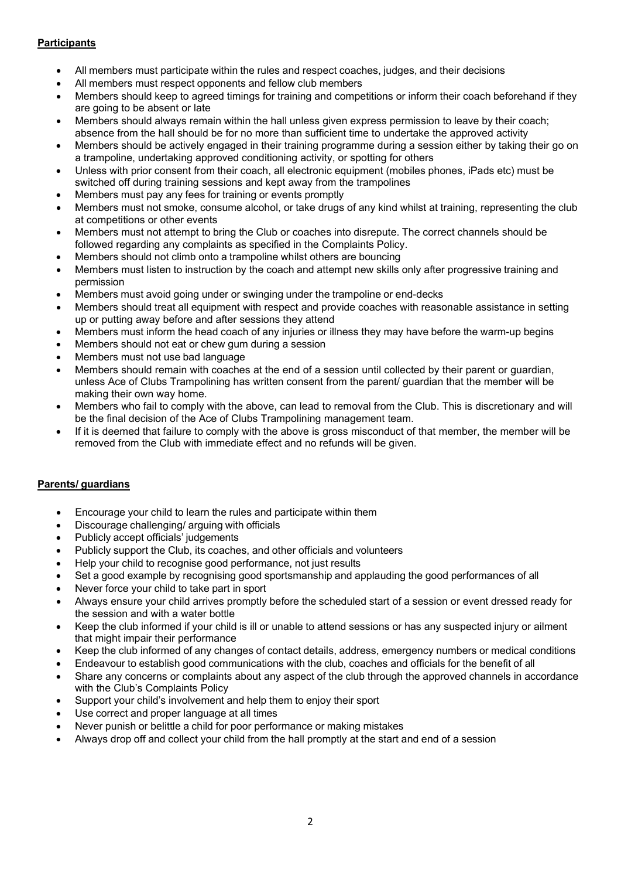**Participants**

- All members must participate within the rules and respect coaches, judges, and their decisions
- All members must respect opponents and fellow club members
- Members should keep to agreed timings for training and competitions or inform their coach beforehand if they are going to be absent or late
- Members should always remain within the hall unless given express permission to leave by their coach; absence from the hall should be for no more than sufficient time to undertake the approved activity
- Members should be actively engaged in their training programme during a session either by taking their go on a trampoline, undertaking approved conditioning activity, or spotting for others
- Unless with prior consent from their coach, all electronic equipment (mobiles phones, iPads etc) must be switched off during training sessions and kept away from the trampolines
- Members must pay any fees for training or events promptly
- Members must not smoke, consume alcohol, or take drugs of any kind whilst at training, representing the club at competitions or other events
- Members must not attempt to bring the Club or coaches into disrepute. The correct channels should be followed regarding any complaints as specified in the Complaints Policy.
- Members should not climb onto a trampoline whilst others are bouncing
- Members must listen to instruction by the coach and attempt new skills only after progressive training and permission
- Members must avoid going under or swinging under the trampoline or end-decks
- Members should treat all equipment with respect and provide coaches with reasonable assistance in setting up or putting away before and after sessions they attend
- Members must inform the head coach of any injuries or illness they may have before the warm-up begins
- Members should not eat or chew gum during a session
- Members must not use bad language
- Members should remain with coaches at the end of a session until collected by their parent or guardian, unless Ace of Clubs Trampolining has written consent from the parent/ guardian that the member will be making their own way home.
- Members who fail to comply with the above, can lead to removal from the Club. This is discretionary and will be the final decision of the Ace of Clubs Trampolining management team.
- If it is deemed that failure to comply with the above is gross misconduct of that member, the member will be removed from the Club with immediate effect and no refunds will be given.

**Parents/ guardians**

- Encourage your child to learn the rules and participate within them
- Discourage challenging/ arguing with officials
- Publicly accept officials' judgements
- Publicly support the Club, its coaches, and other officials and volunteers
- Help your child to recognise good performance, not just results
- Set a good example by recognising good sportsmanship and applauding the good performances of all
- Never force your child to take part in sport
- Always ensure your child arrives promptly before the scheduled start of a session or event dressed ready for the session and with a water bottle
- Keep the club informed if your child is ill or unable to attend sessions or has any suspected injury or ailment that might impair their performance
- Keep the club informed of any changes of contact details, address, emergency numbers or medical conditions
- Endeavour to establish good communications with the club, coaches and officials for the benefit of all
- Share any concerns or complaints about any aspect of the club through the approved channels in accordance with the Club's Complaints Policy
- Support your child's involvement and help them to enjoy their sport
- Use correct and proper language at all times
- Never punish or belittle a child for poor performance or making mistakes
- Always drop off and collect your child from the hall promptly at the start and end of a session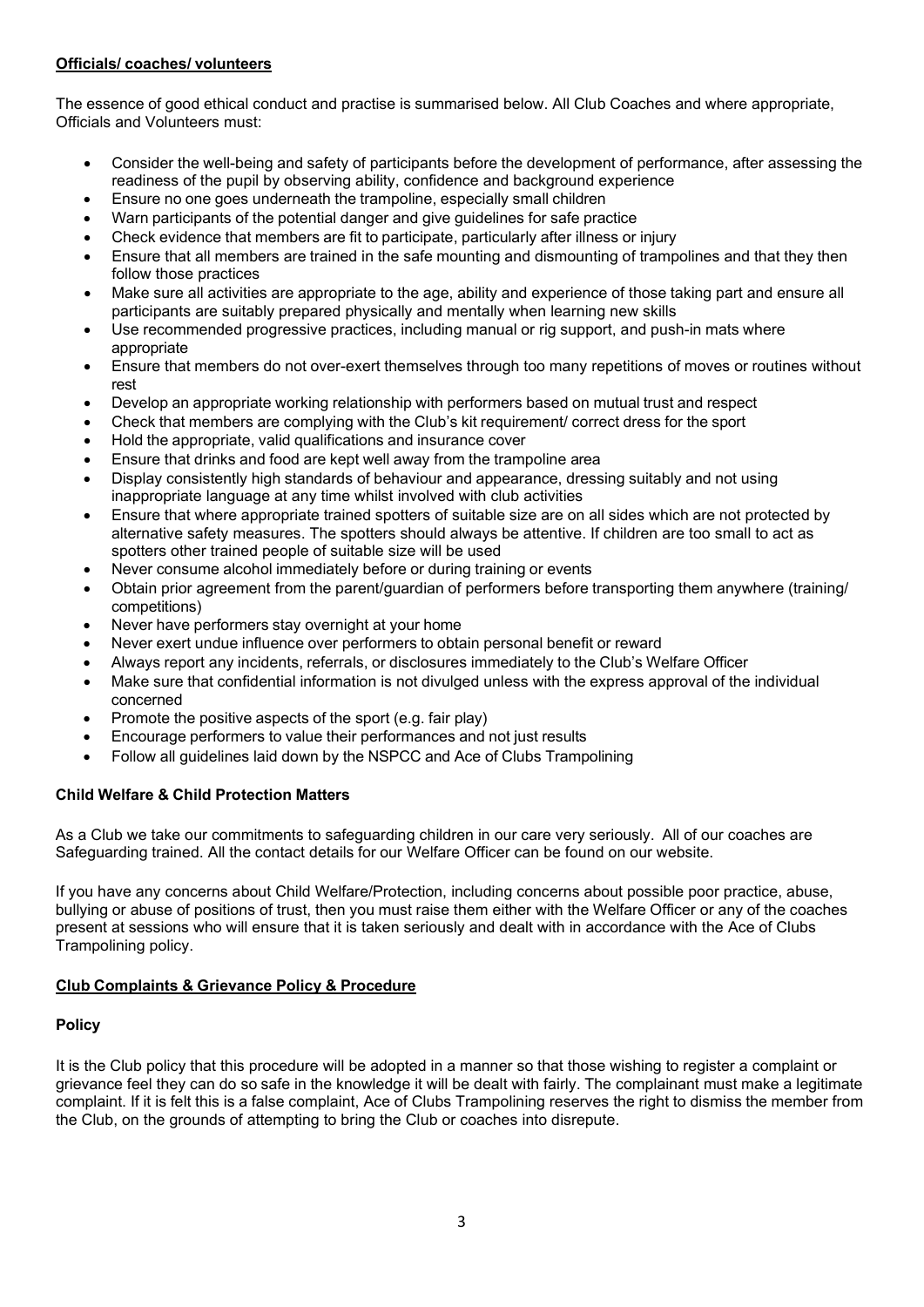**Officials/ coaches/ volunteers**

The essence of good ethical conduct and practise is summarised below. All Club Coaches and where appropriate, Officials and Volunteers must:

- Consider the well-being and safety of participants before the development of performance, after assessing the readiness of the pupil by observing ability, confidence and background experience
- Ensure no one goes underneath the trampoline, especially small children
- Warn participants of the potential danger and give guidelines for safe practice
- Check evidence that members are fit to participate, particularly after illness or injury
- Ensure that all members are trained in the safe mounting and dismounting of trampolines and that they then follow those practices
- Make sure all activities are appropriate to the age, ability and experience of those taking part and ensure all participants are suitably prepared physically and mentally when learning new skills
- Use recommended progressive practices, including manual or rig support, and push-in mats where appropriate
- Ensure that members do not over-exert themselves through too many repetitions of moves or routines without rest
- Develop an appropriate working relationship with performers based on mutual trust and respect
- Check that members are complying with the Club's kit requirement/ correct dress for the sport
- Hold the appropriate, valid qualifications and insurance cover
- Ensure that drinks and food are kept well away from the trampoline area
- Display consistently high standards of behaviour and appearance, dressing suitably and not using inappropriate language at any time whilst involved with club activities
- Ensure that where appropriate trained spotters of suitable size are on all sides which are not protected by alternative safety measures. The spotters should always be attentive. If children are too small to act as spotters other trained people of suitable size will be used
- Never consume alcohol immediately before or during training or events
- Obtain prior agreement from the parent/guardian of performers before transporting them anywhere (training/ competitions)
- Never have performers stay overnight at your home
- Never exert undue influence over performers to obtain personal benefit or reward
- Always report any incidents, referrals, or disclosures immediately to the Club's Welfare Officer
- Make sure that confidential information is not divulged unless with the express approval of the individual concerned
- Promote the positive aspects of the sport (e.g. fair play)
- Encourage performers to value their performances and not just results
- Follow all guidelines laid down by the NSPCC and Ace of Clubs Trampolining

**Child Welfare & Child Protection Matters**

As a Club we take our commitments to safeguarding children in our care very seriously. All of our coaches are Safeguarding trained. All the contact details for our Welfare Officer can be found on our website.

If you have any concerns about Child Welfare/Protection, including concerns about possible poor practice, abuse, bullying or abuse of positions of trust, then you must raise them either with the Welfare Officer or any of the coaches present at sessions who will ensure that it is taken seriously and dealt with in accordance with the Ace of Clubs Trampolining policy.

**Club Complaints & Grievance Policy & Procedure**

**Policy**

It is the Club policy that this procedure will be adopted in a manner so that those wishing to register a complaint or grievance feel they can do so safe in the knowledge it will be dealt with fairly. The complainant must make a legitimate complaint. If it is felt this is a false complaint, Ace of Clubs Trampolining reserves the right to dismiss the member from the Club, on the grounds of attempting to bring the Club or coaches into disrepute.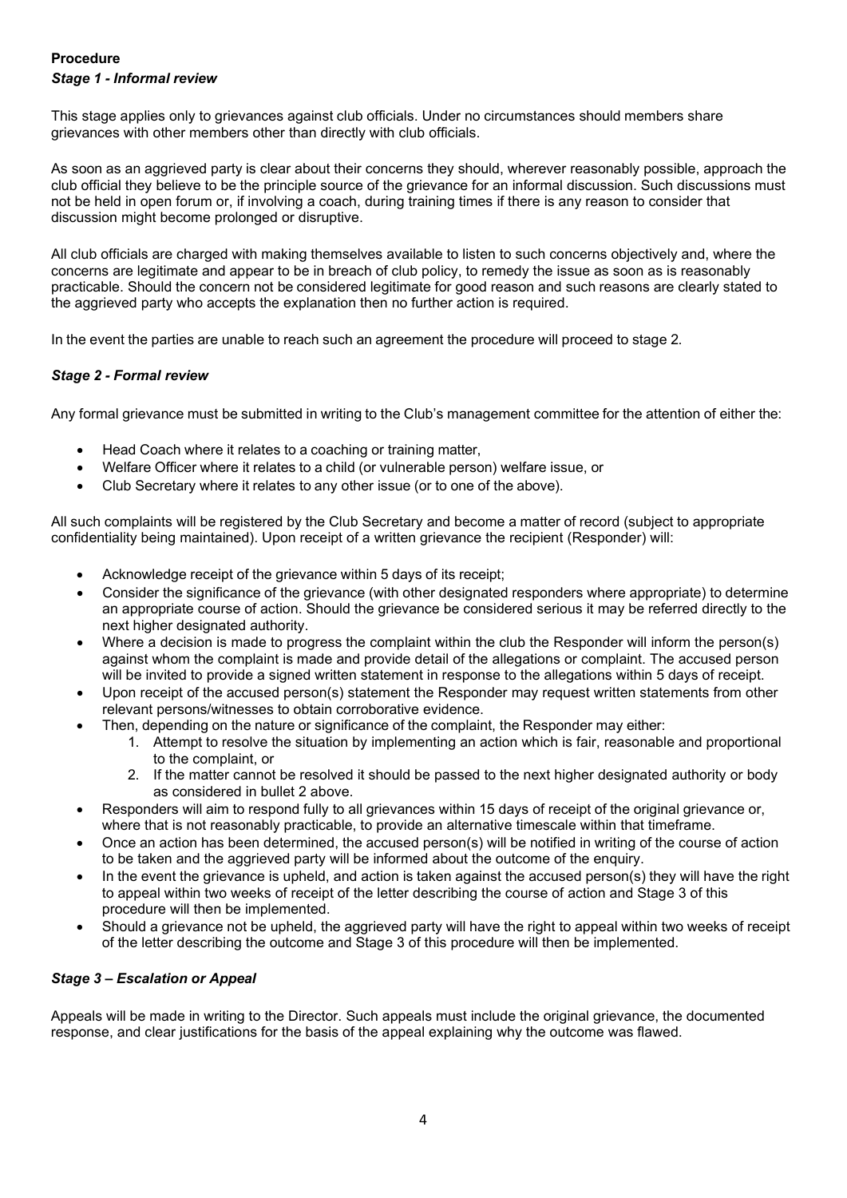**Procedure**

***Stage 1 - Informal review***

This stage applies only to grievances against club officials. Under no circumstances should members share grievances with other members other than directly with club officials.

As soon as an aggrieved party is clear about their concerns they should, wherever reasonably possible, approach the club official they believe to be the principle source of the grievance for an informal discussion. Such discussions must not be held in open forum or, if involving a coach, during training times if there is any reason to consider that discussion might become prolonged or disruptive.

All club officials are charged with making themselves available to listen to such concerns objectively and, where the concerns are legitimate and appear to be in breach of club policy, to remedy the issue as soon as is reasonably practicable. Should the concern not be considered legitimate for good reason and such reasons are clearly stated to the aggrieved party who accepts the explanation then no further action is required.

In the event the parties are unable to reach such an agreement the procedure will proceed to stage 2.

***Stage 2 - Formal review***

Any formal grievance must be submitted in writing to the Club's management committee for the attention of either the:

- Head Coach where it relates to a coaching or training matter,
- Welfare Officer where it relates to a child (or vulnerable person) welfare issue, or
- Club Secretary where it relates to any other issue (or to one of the above).

All such complaints will be registered by the Club Secretary and become a matter of record (subject to appropriate confidentiality being maintained). Upon receipt of a written grievance the recipient (Responder) will:

- Acknowledge receipt of the grievance within 5 days of its receipt;
- Consider the significance of the grievance (with other designated responders where appropriate) to determine an appropriate course of action. Should the grievance be considered serious it may be referred directly to the next higher designated authority.
- Where a decision is made to progress the complaint within the club the Responder will inform the person(s) against whom the complaint is made and provide detail of the allegations or complaint. The accused person will be invited to provide a signed written statement in response to the allegations within 5 days of receipt.
- Upon receipt of the accused person(s) statement the Responder may request written statements from other relevant persons/witnesses to obtain corroborative evidence.
- Then, depending on the nature or significance of the complaint, the Responder may either:
    1. Attempt to resolve the situation by implementing an action which is fair, reasonable and proportional to the complaint, or
    2. If the matter cannot be resolved it should be passed to the next higher designated authority or body as considered in bullet 2 above.
- Responders will aim to respond fully to all grievances within 15 days of receipt of the original grievance or, where that is not reasonably practicable, to provide an alternative timescale within that timeframe.
- Once an action has been determined, the accused person(s) will be notified in writing of the course of action to be taken and the aggrieved party will be informed about the outcome of the enquiry.
- In the event the grievance is upheld, and action is taken against the accused person(s) they will have the right to appeal within two weeks of receipt of the letter describing the course of action and Stage 3 of this procedure will then be implemented.
- Should a grievance not be upheld, the aggrieved party will have the right to appeal within two weeks of receipt of the letter describing the outcome and Stage 3 of this procedure will then be implemented.

***Stage 3 – Escalation or Appeal***

Appeals will be made in writing to the Director. Such appeals must include the original grievance, the documented response, and clear justifications for the basis of the appeal explaining why the outcome was flawed.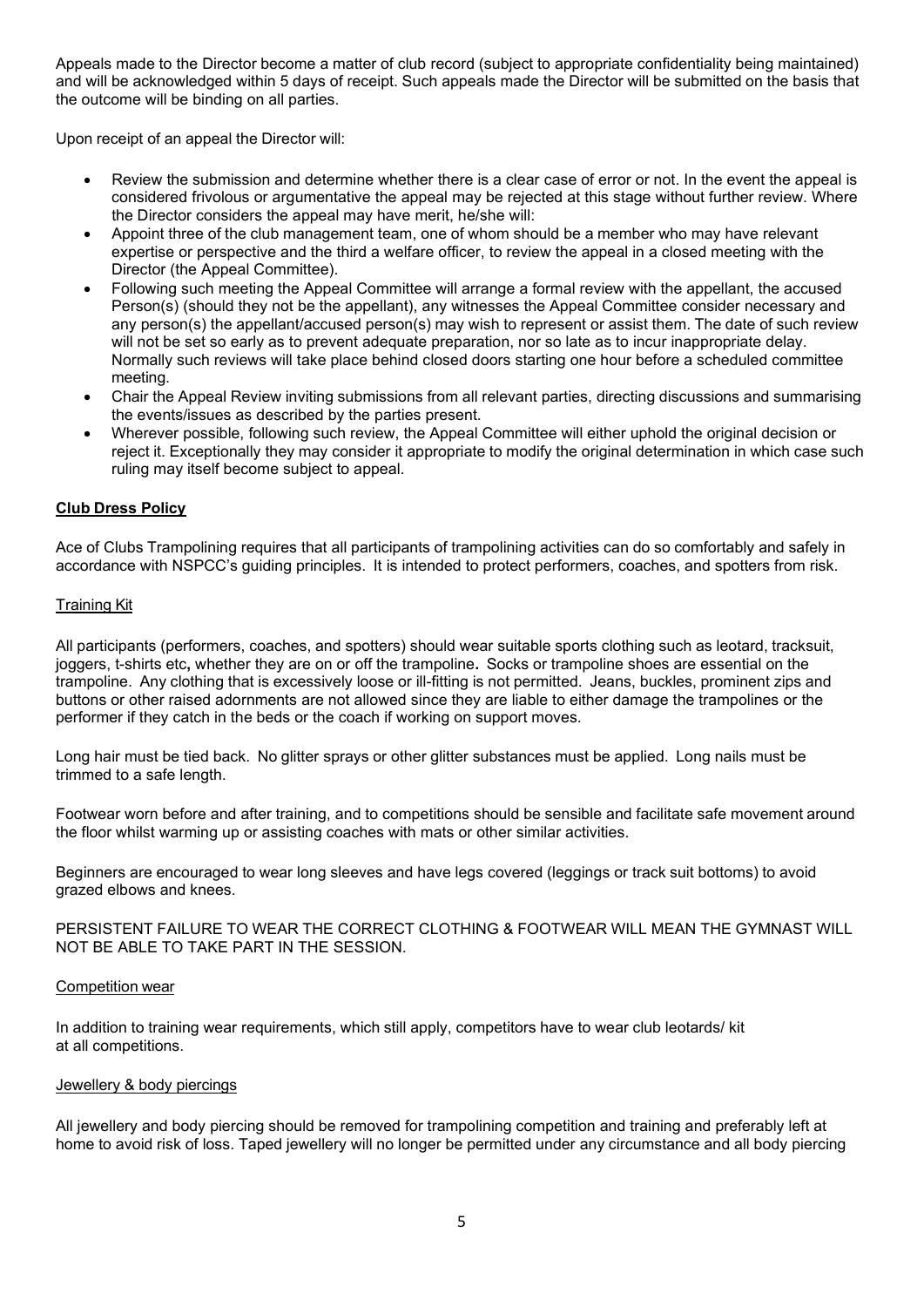Appeals made to the Director become a matter of club record (subject to appropriate confidentiality being maintained) and will be acknowledged within 5 days of receipt. Such appeals made the Director will be submitted on the basis that the outcome will be binding on all parties.

Upon receipt of an appeal the Director will:

- Review the submission and determine whether there is a clear case of error or not. In the event the appeal is considered frivolous or argumentative the appeal may be rejected at this stage without further review. Where the Director considers the appeal may have merit, he/she will:
- Appoint three of the club management team, one of whom should be a member who may have relevant expertise or perspective and the third a welfare officer, to review the appeal in a closed meeting with the Director (the Appeal Committee).
- Following such meeting the Appeal Committee will arrange a formal review with the appellant, the accused Person(s) (should they not be the appellant), any witnesses the Appeal Committee consider necessary and any person(s) the appellant/accused person(s) may wish to represent or assist them. The date of such review will not be set so early as to prevent adequate preparation, nor so late as to incur inappropriate delay. Normally such reviews will take place behind closed doors starting one hour before a scheduled committee meeting.
- Chair the Appeal Review inviting submissions from all relevant parties, directing discussions and summarising the events/issues as described by the parties present.
- Wherever possible, following such review, the Appeal Committee will either uphold the original decision or reject it. Exceptionally they may consider it appropriate to modify the original determination in which case such ruling may itself become subject to appeal.

## **Club Dress Policy**

Ace of Clubs Trampolining requires that all participants of trampolining activities can do so comfortably and safely in accordance with NSPCC's guiding principles. It is intended to protect performers, coaches, and spotters from risk.

### Training Kit

All participants (performers, coaches, and spotters) should wear suitable sports clothing such as leotard, tracksuit, joggers, t-shirts etc**,** whether they are on or off the trampoline**.** Socks or trampoline shoes are essential on the trampoline. Any clothing that is excessively loose or ill-fitting is not permitted. Jeans, buckles, prominent zips and buttons or other raised adornments are not allowed since they are liable to either damage the trampolines or the performer if they catch in the beds or the coach if working on support moves.

Long hair must be tied back. No glitter sprays or other glitter substances must be applied. Long nails must be trimmed to a safe length.

Footwear worn before and after training, and to competitions should be sensible and facilitate safe movement around the floor whilst warming up or assisting coaches with mats or other similar activities.

Beginners are encouraged to wear long sleeves and have legs covered (leggings or track suit bottoms) to avoid grazed elbows and knees.

PERSISTENT FAILURE TO WEAR THE CORRECT CLOTHING & FOOTWEAR WILL MEAN THE GYMNAST WILL NOT BE ABLE TO TAKE PART IN THE SESSION.

### Competition wear

In addition to training wear requirements, which still apply, competitors have to wear club leotards/ kit at all competitions.

### Jewellery & body piercings

All jewellery and body piercing should be removed for trampolining competition and training and preferably left at home to avoid risk of loss. Taped jewellery will no longer be permitted under any circumstance and all body piercing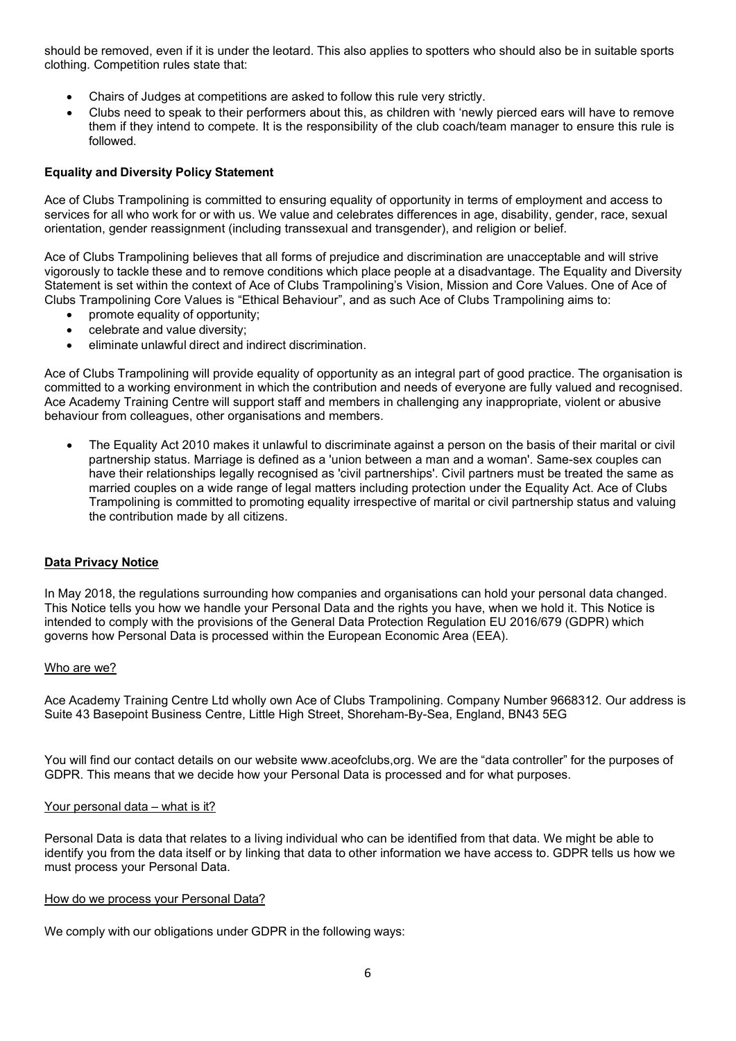should be removed, even if it is under the leotard. This also applies to spotters who should also be in suitable sports clothing. Competition rules state that:

- Chairs of Judges at competitions are asked to follow this rule very strictly.
- Clubs need to speak to their performers about this, as children with 'newly pierced ears will have to remove them if they intend to compete. It is the responsibility of the club coach/team manager to ensure this rule is followed.

**Equality and Diversity Policy Statement**

Ace of Clubs Trampolining is committed to ensuring equality of opportunity in terms of employment and access to services for all who work for or with us. We value and celebrates differences in age, disability, gender, race, sexual orientation, gender reassignment (including transsexual and transgender), and religion or belief.

Ace of Clubs Trampolining believes that all forms of prejudice and discrimination are unacceptable and will strive vigorously to tackle these and to remove conditions which place people at a disadvantage. The Equality and Diversity Statement is set within the context of Ace of Clubs Trampolining's Vision, Mission and Core Values. One of Ace of Clubs Trampolining Core Values is "Ethical Behaviour", and as such Ace of Clubs Trampolining aims to:

- promote equality of opportunity;
- celebrate and value diversity;
- eliminate unlawful direct and indirect discrimination.

Ace of Clubs Trampolining will provide equality of opportunity as an integral part of good practice. The organisation is committed to a working environment in which the contribution and needs of everyone are fully valued and recognised. Ace Academy Training Centre will support staff and members in challenging any inappropriate, violent or abusive behaviour from colleagues, other organisations and members.

- The Equality Act 2010 makes it unlawful to discriminate against a person on the basis of their marital or civil partnership status. Marriage is defined as a 'union between a man and a woman'. Same-sex couples can have their relationships legally recognised as 'civil partnerships'. Civil partners must be treated the same as married couples on a wide range of legal matters including protection under the Equality Act. Ace of Clubs Trampolining is committed to promoting equality irrespective of marital or civil partnership status and valuing the contribution made by all citizens.

**Data Privacy Notice**

In May 2018, the regulations surrounding how companies and organisations can hold your personal data changed. This Notice tells you how we handle your Personal Data and the rights you have, when we hold it. This Notice is intended to comply with the provisions of the General Data Protection Regulation EU 2016/679 (GDPR) which governs how Personal Data is processed within the European Economic Area (EEA).

Who are we?

Ace Academy Training Centre Ltd wholly own Ace of Clubs Trampolining. Company Number 9668312. Our address is Suite 43 Basepoint Business Centre, Little High Street, Shoreham-By-Sea, England, BN43 5EG

You will find our contact details on our website www.aceofclubs,org. We are the "data controller" for the purposes of GDPR. This means that we decide how your Personal Data is processed and for what purposes.

Your personal data – what is it?

Personal Data is data that relates to a living individual who can be identified from that data. We might be able to identify you from the data itself or by linking that data to other information we have access to. GDPR tells us how we must process your Personal Data.

How do we process your Personal Data?

We comply with our obligations under GDPR in the following ways: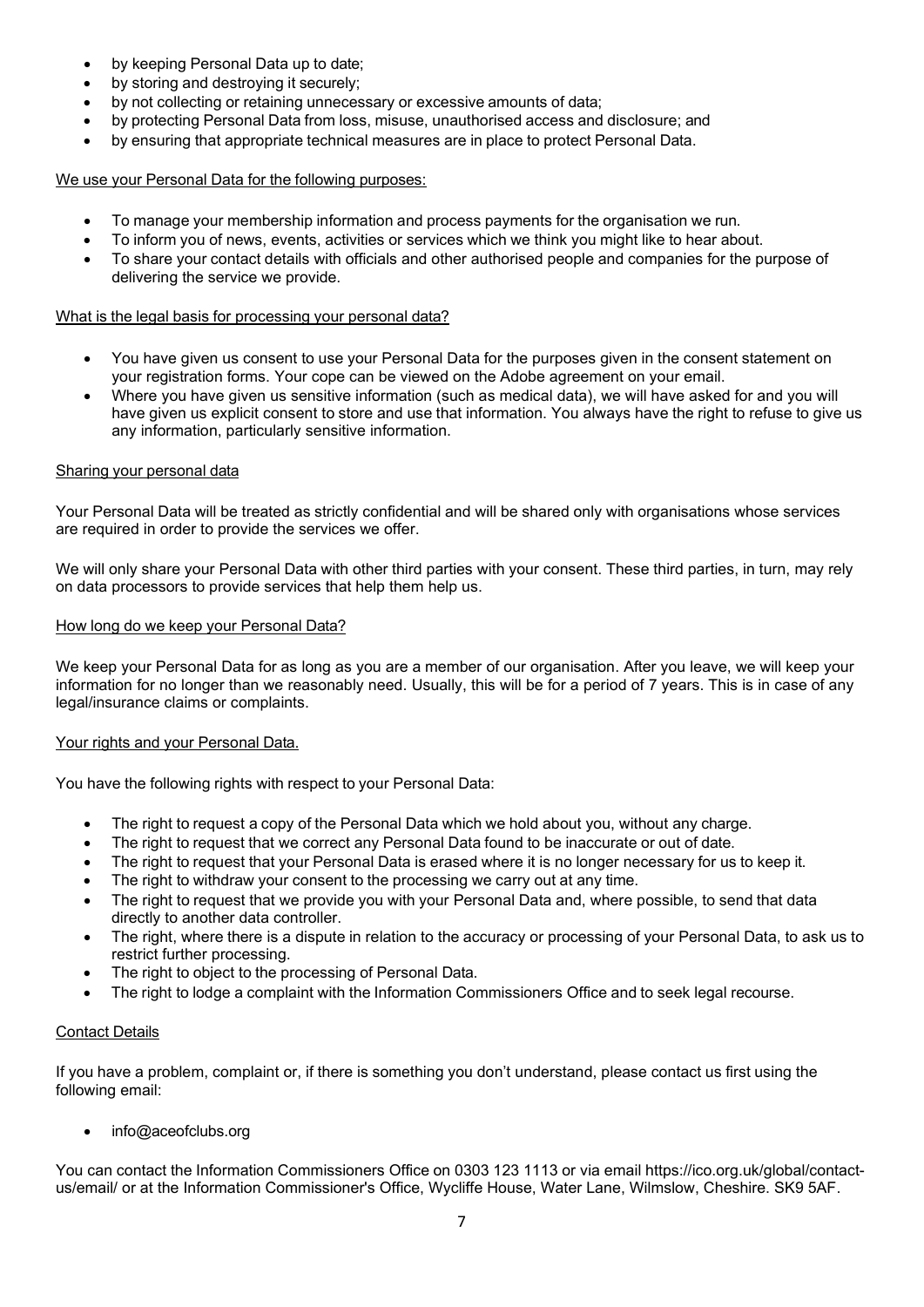- by keeping Personal Data up to date;
- by storing and destroying it securely;
- by not collecting or retaining unnecessary or excessive amounts of data;
- by protecting Personal Data from loss, misuse, unauthorised access and disclosure; and
- by ensuring that appropriate technical measures are in place to protect Personal Data.

We use your Personal Data for the following purposes:

- To manage your membership information and process payments for the organisation we run.
- To inform you of news, events, activities or services which we think you might like to hear about.
- To share your contact details with officials and other authorised people and companies for the purpose of delivering the service we provide.

What is the legal basis for processing your personal data?

- You have given us consent to use your Personal Data for the purposes given in the consent statement on your registration forms. Your cope can be viewed on the Adobe agreement on your email.
- Where you have given us sensitive information (such as medical data), we will have asked for and you will have given us explicit consent to store and use that information. You always have the right to refuse to give us any information, particularly sensitive information.

Sharing your personal data

Your Personal Data will be treated as strictly confidential and will be shared only with organisations whose services are required in order to provide the services we offer.

We will only share your Personal Data with other third parties with your consent. These third parties, in turn, may rely on data processors to provide services that help them help us.

How long do we keep your Personal Data?

We keep your Personal Data for as long as you are a member of our organisation. After you leave, we will keep your information for no longer than we reasonably need. Usually, this will be for a period of 7 years. This is in case of any legal/insurance claims or complaints.

Your rights and your Personal Data.

You have the following rights with respect to your Personal Data:

- The right to request a copy of the Personal Data which we hold about you, without any charge.
- The right to request that we correct any Personal Data found to be inaccurate or out of date.
- The right to request that your Personal Data is erased where it is no longer necessary for us to keep it.
- The right to withdraw your consent to the processing we carry out at any time.
- The right to request that we provide you with your Personal Data and, where possible, to send that data directly to another data controller.
- The right, where there is a dispute in relation to the accuracy or processing of your Personal Data, to ask us to restrict further processing.
- The right to object to the processing of Personal Data.
- The right to lodge a complaint with the Information Commissioners Office and to seek legal recourse.

Contact Details

If you have a problem, complaint or, if there is something you don't understand, please contact us first using the following email:

- info@aceofclubs.org

You can contact the Information Commissioners Office on 0303 123 1113 or via email https://ico.org.uk/global/contact-us/email/ or at the Information Commissioner's Office, Wycliffe House, Water Lane, Wilmslow, Cheshire. SK9 5AF.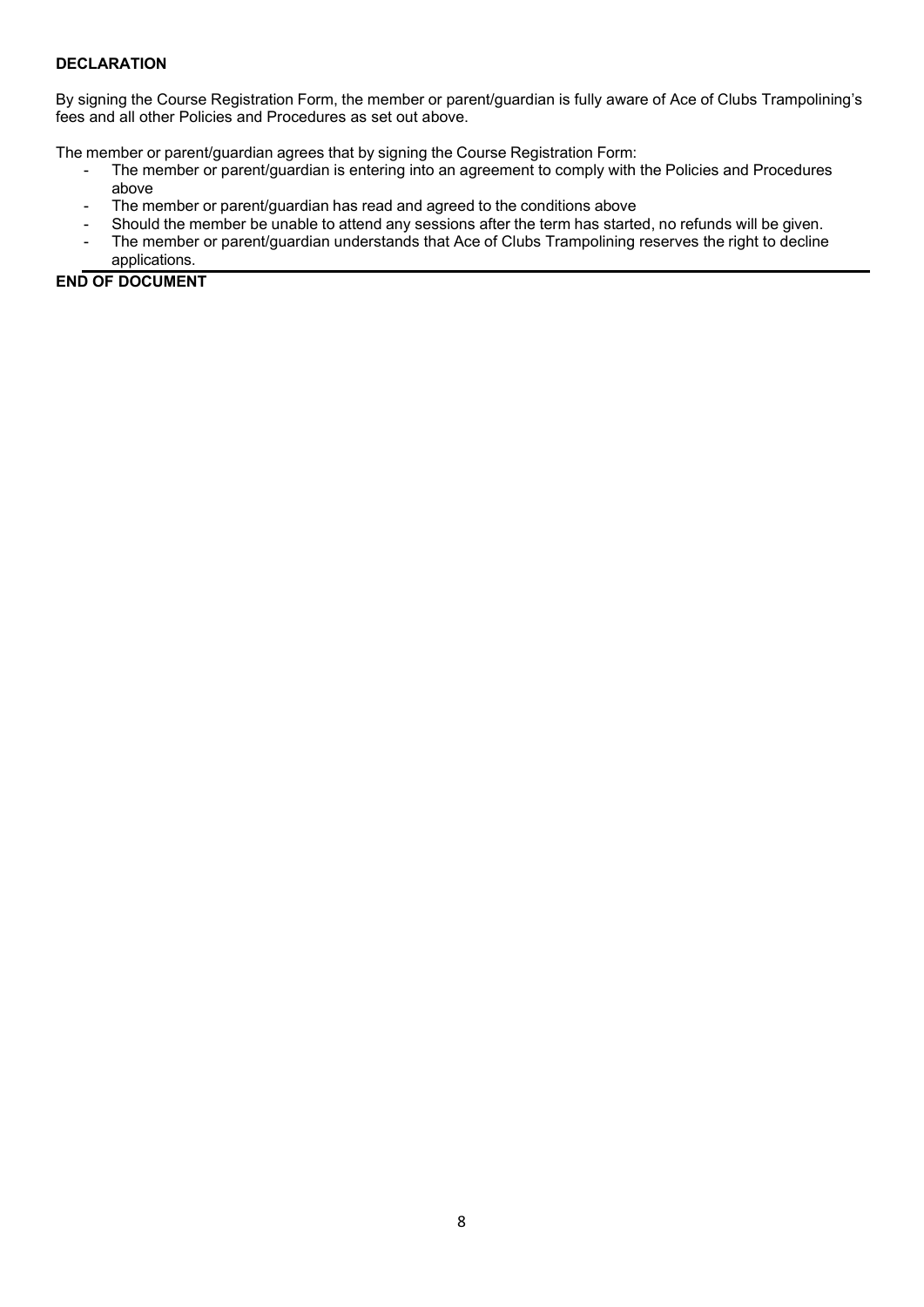**DECLARATION**

By signing the Course Registration Form, the member or parent/guardian is fully aware of Ace of Clubs Trampolining's fees and all other Policies and Procedures as set out above.

The member or parent/guardian agrees that by signing the Course Registration Form:

- The member or parent/guardian is entering into an agreement to comply with the Policies and Procedures above
- The member or parent/guardian has read and agreed to the conditions above
- Should the member be unable to attend any sessions after the term has started, no refunds will be given.
- The member or parent/guardian understands that Ace of Clubs Trampolining reserves the right to decline applications.

**END OF DOCUMENT**